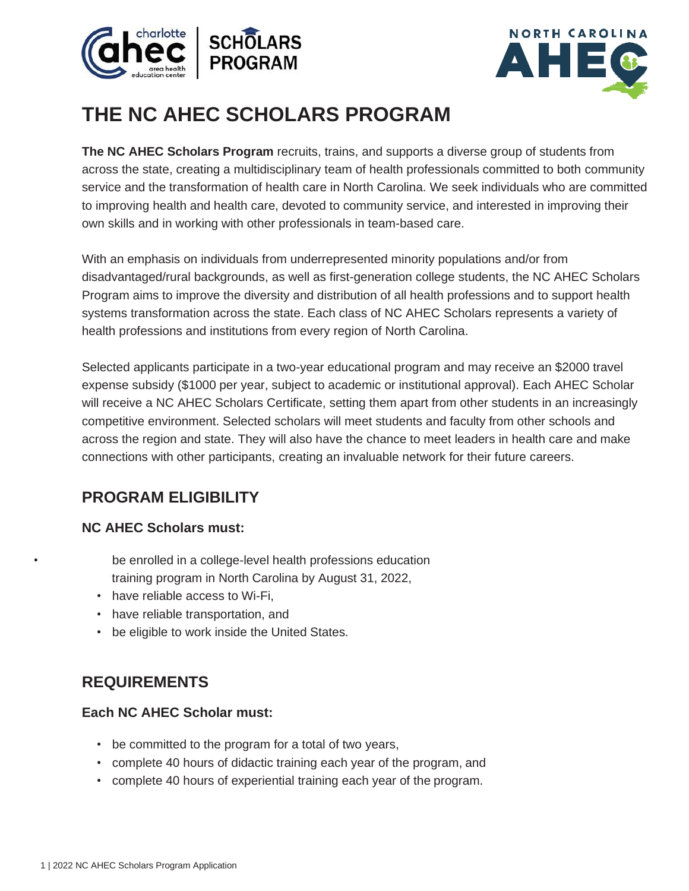# THE NC AHEC SCHOLARS PROGRAM

**The NC AHEC Scholars Program** recruits, trains, and supports a diverse group of students from across the state, creating a multidisciplinary team of health professionals committed to both community service and the transformation of health care in North Carolina. We seek individuals who are committed to improving health and health care, devoted to community service, and interested in improving their own skills and in working with other professionals in team-based care.

With an emphasis on individuals from underrepresented minority populations and/or from disadvantaged/rural backgrounds, as well as first-generation college students, the NC AHEC Scholars Program aims to improve the diversity and distribution of all health professions and to support health systems transformation across the state. Each class of NC AHEC Scholars represents a variety of health professions and institutions from every region of North Carolina.

Selected applicants participate in a two-year educational program and may receive an $2000 travel expense subsidy ($1000 per year, subject to academic or institutional approval). Each AHEC Scholar will receive a NC AHEC Scholars Certificate, setting them apart from other students in an increasingly competitive environment. Selected scholars will meet students and faculty from other schools and across the region and state. They will also have the chance to meet leaders in health care and make connections with other participants, creating an invaluable network for their future careers.

## PROGRAM ELIGIBILITY

### NC AHEC Scholars must:

- be enrolled in a college-level health professions education training program in North Carolina by August 31, 2022,
- have reliable access to Wi-Fi,
- have reliable transportation, and
- be eligible to work inside the United States.

## REQUIREMENTS

### Each NC AHEC Scholar must:

- be committed to the program for a total of two years,
- complete 40 hours of didactic training each year of the program, and
- complete 40 hours of experiential training each year of the program.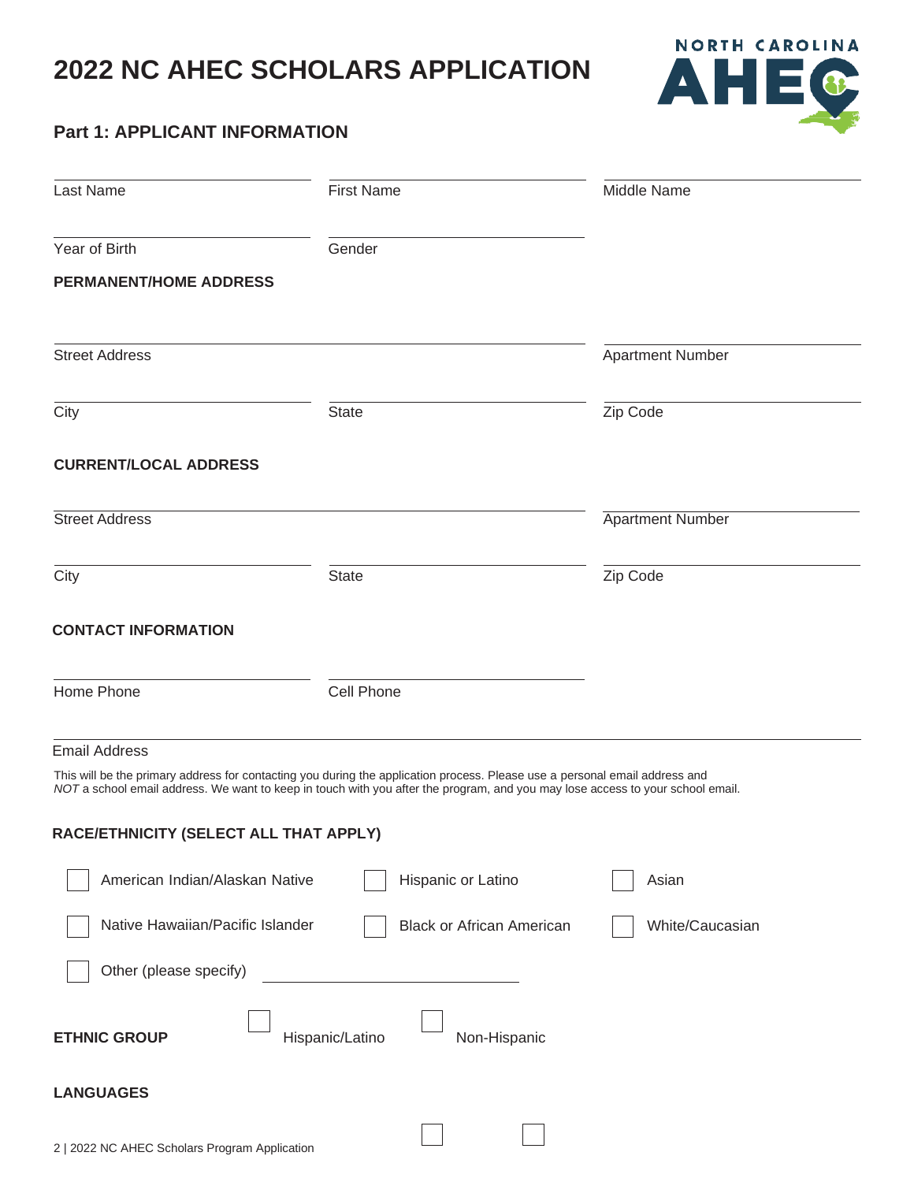# 2022 NC AHEC SCHOLARS APPLICATION

## Part 1: APPLICANT INFORMATION

| Last Name | First Name | Middle Name |
|---|---|---|
| Year of Birth | Gender | |

**PERMANENT/HOME ADDRESS**

| Street Address | | Apartment Number |
|---|---|---|
| City | State | Zip Code |

**CURRENT/LOCAL ADDRESS**

| Street Address | | Apartment Number |
|---|---|---|
| City | State | Zip Code |

**CONTACT INFORMATION**

| Home Phone | Cell Phone |
|---|---|

Email Address

This will be the primary address for contacting you during the application process. Please use a personal email address and *NOT* a school email address. We want to keep in touch with you after the program, and you may lose access to your school email.

**RACE/ETHNICITY (SELECT ALL THAT APPLY)**

- ☐ American Indian/Alaskan Native
- ☐ Hispanic or Latino
- ☐ Asian
- ☐ Native Hawaiian/Pacific Islander
- ☐ Black or African American
- ☐ White/Caucasian
- ☐ Other (please specify) ____________________

**ETHNIC GROUP** ☐ Hispanic/Latino ☐ Non-Hispanic

**LANGUAGES**

☐ ☐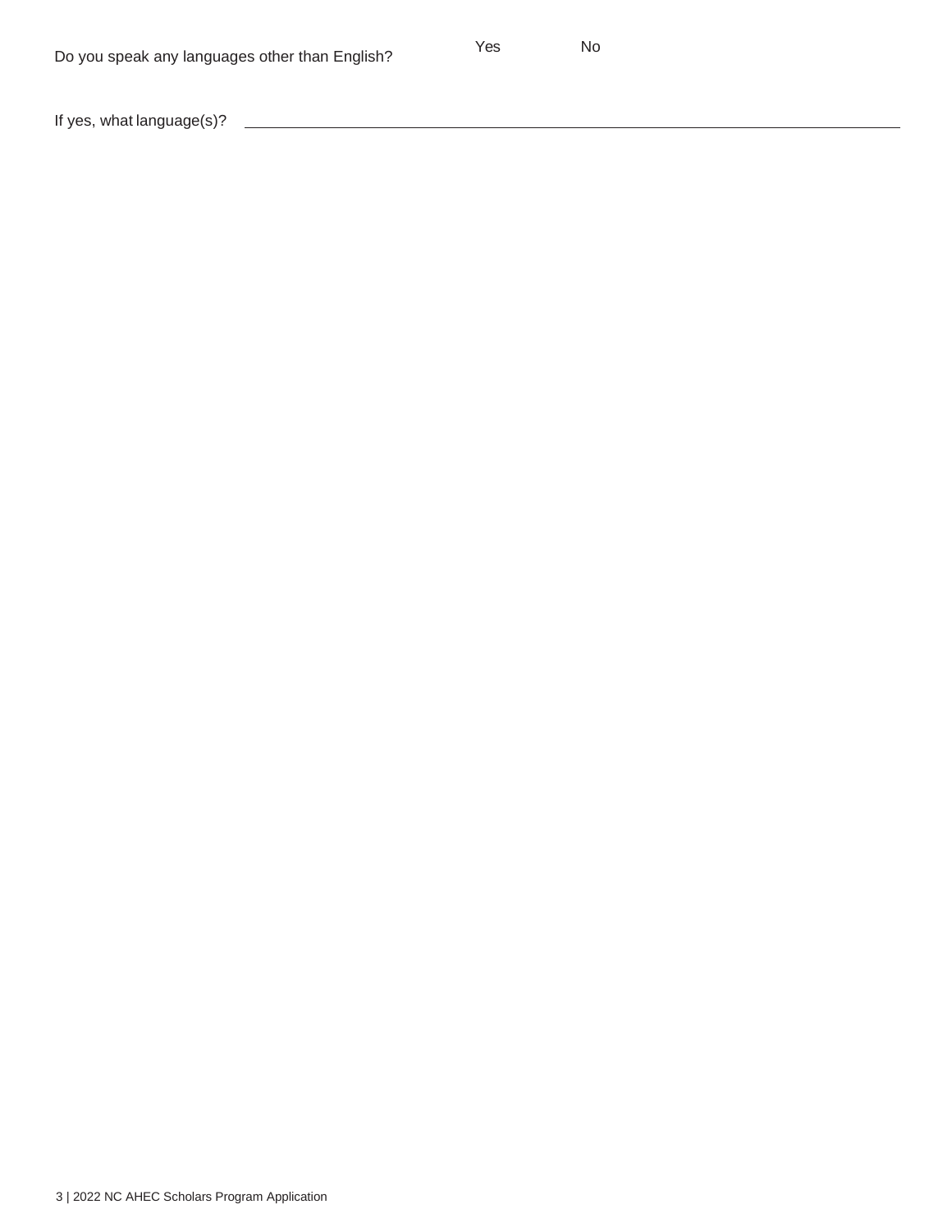Do you speak any languages other than English? Yes No

If yes, what language(s)? ______________________________________________________________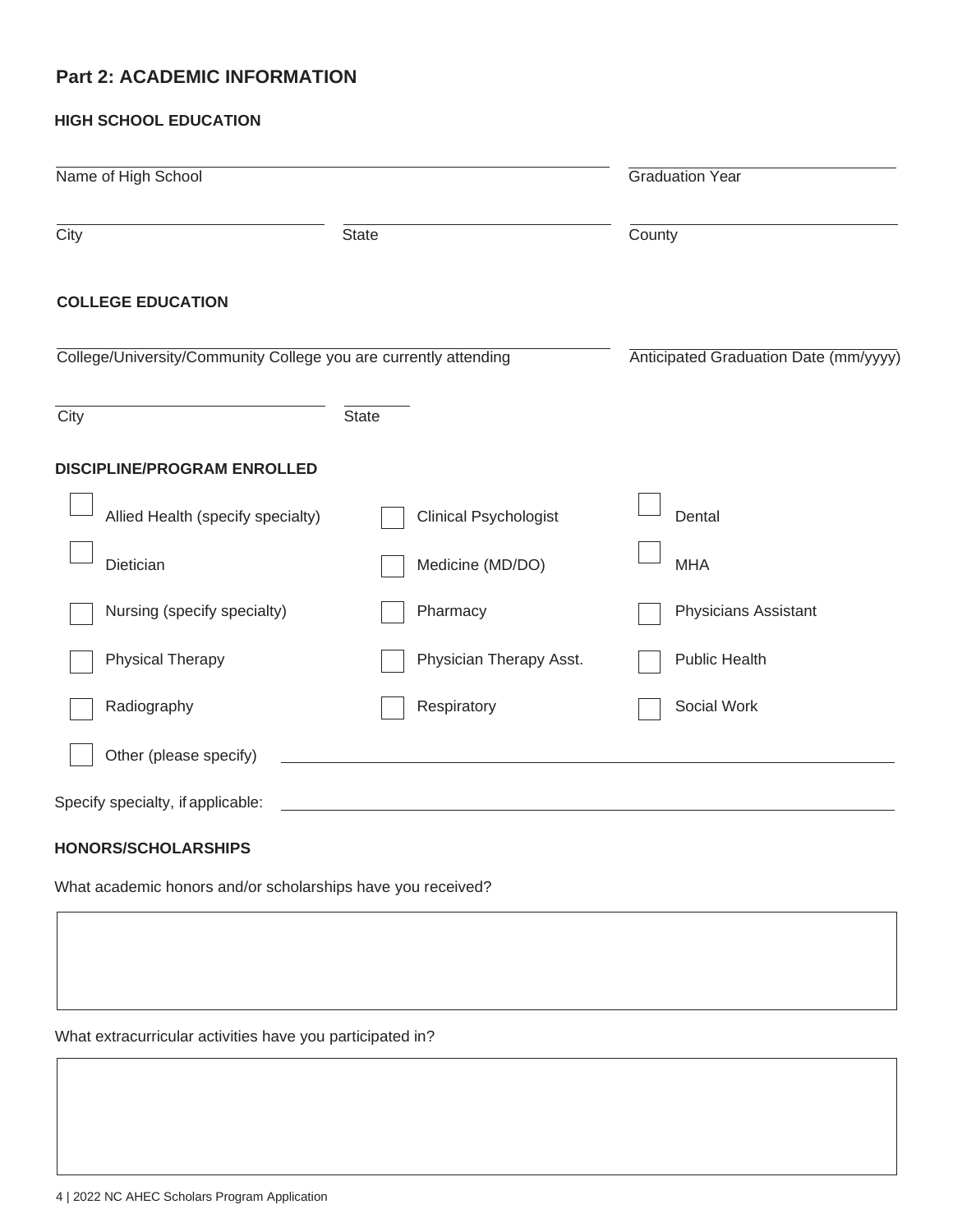## Part 2: ACADEMIC INFORMATION

### HIGH SCHOOL EDUCATION

Name of High School _______________ Graduation Year _______________

City _______________ State _______________ County _______________

### COLLEGE EDUCATION

College/University/Community College you are currently attending _______________ Anticipated Graduation Date (mm/yyyy) _______________

City _______________ State _______________

### DISCIPLINE/PROGRAM ENROLLED

- [ ] Allied Health (specify specialty)
- [ ] Clinical Psychologist
- [ ] Dental
- [ ] Dietician
- [ ] Medicine (MD/DO)
- [ ] MHA
- [ ] Nursing (specify specialty)
- [ ] Pharmacy
- [ ] Physicians Assistant
- [ ] Physical Therapy
- [ ] Physician Therapy Asst.
- [ ] Public Health
- [ ] Radiography
- [ ] Respiratory
- [ ] Social Work
- [ ] Other (please specify) _______________

Specify specialty, if applicable: _______________

### HONORS/SCHOLARSHIPS

What academic honors and/or scholarships have you received?

What extracurricular activities have you participated in?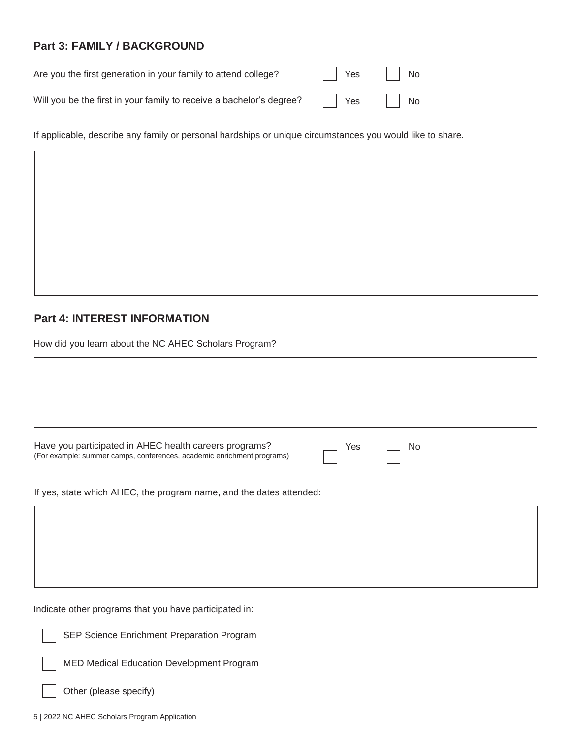## Part 3: FAMILY / BACKGROUND

Are you the first generation in your family to attend college? ☐ Yes ☐ No

Will you be the first in your family to receive a bachelor's degree? ☐ Yes ☐ No

If applicable, describe any family or personal hardships or unique circumstances you would like to share.

## Part 4: INTEREST INFORMATION

How did you learn about the NC AHEC Scholars Program?

Have you participated in AHEC health careers programs? ☐ Yes ☐ No
(For example: summer camps, conferences, academic enrichment programs)

If yes, state which AHEC, the program name, and the dates attended:

Indicate other programs that you have participated in:

- ☐ SEP Science Enrichment Preparation Program
- ☐ MED Medical Education Development Program
- ☐ Other (please specify) ____________________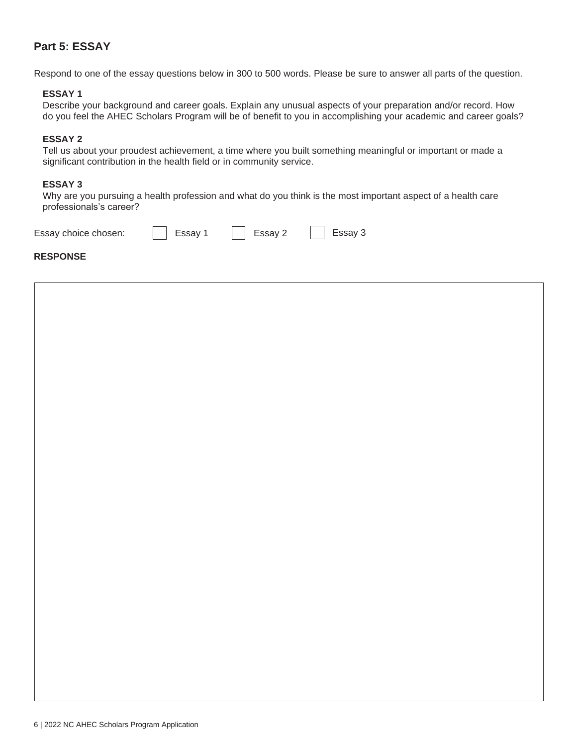## Part 5: ESSAY

Respond to one of the essay questions below in 300 to 500 words. Please be sure to answer all parts of the question.

**ESSAY 1**

Describe your background and career goals. Explain any unusual aspects of your preparation and/or record. How do you feel the AHEC Scholars Program will be of benefit to you in accomplishing your academic and career goals?

**ESSAY 2**

Tell us about your proudest achievement, a time where you built something meaningful or important or made a significant contribution in the health field or in community service.

**ESSAY 3**

Why are you pursuing a health profession and what do you think is the most important aspect of a health care professionals's career?

Essay choice chosen: ☐ Essay 1 ☐ Essay 2 ☐ Essay 3

**RESPONSE**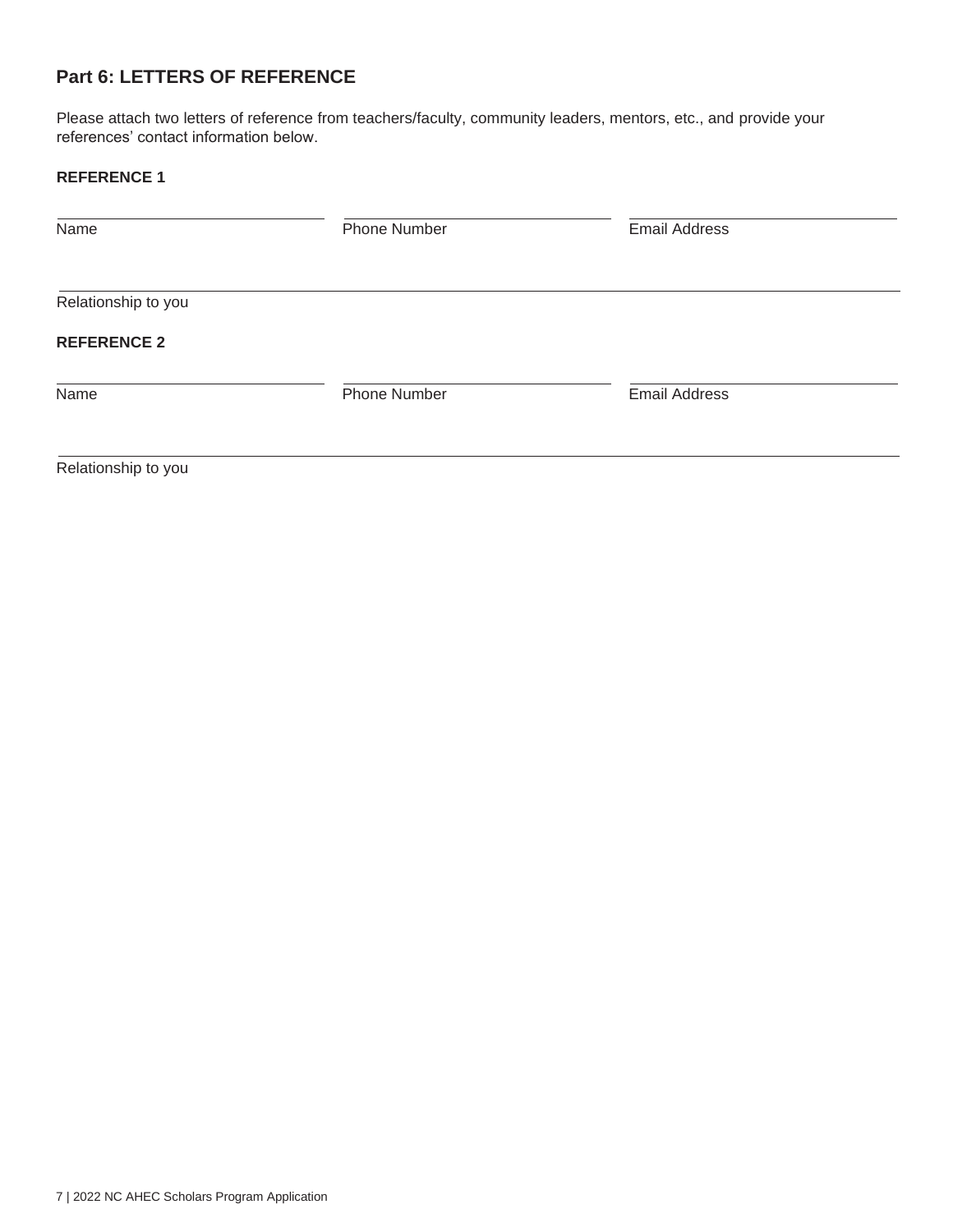## Part 6: LETTERS OF REFERENCE

Please attach two letters of reference from teachers/faculty, community leaders, mentors, etc., and provide your references' contact information below.

**REFERENCE 1**

| | | |
|---|---|---|
| Name | Phone Number | Email Address |

Relationship to you

**REFERENCE 2**

| | | |
|---|---|---|
| Name | Phone Number | Email Address |

Relationship to you